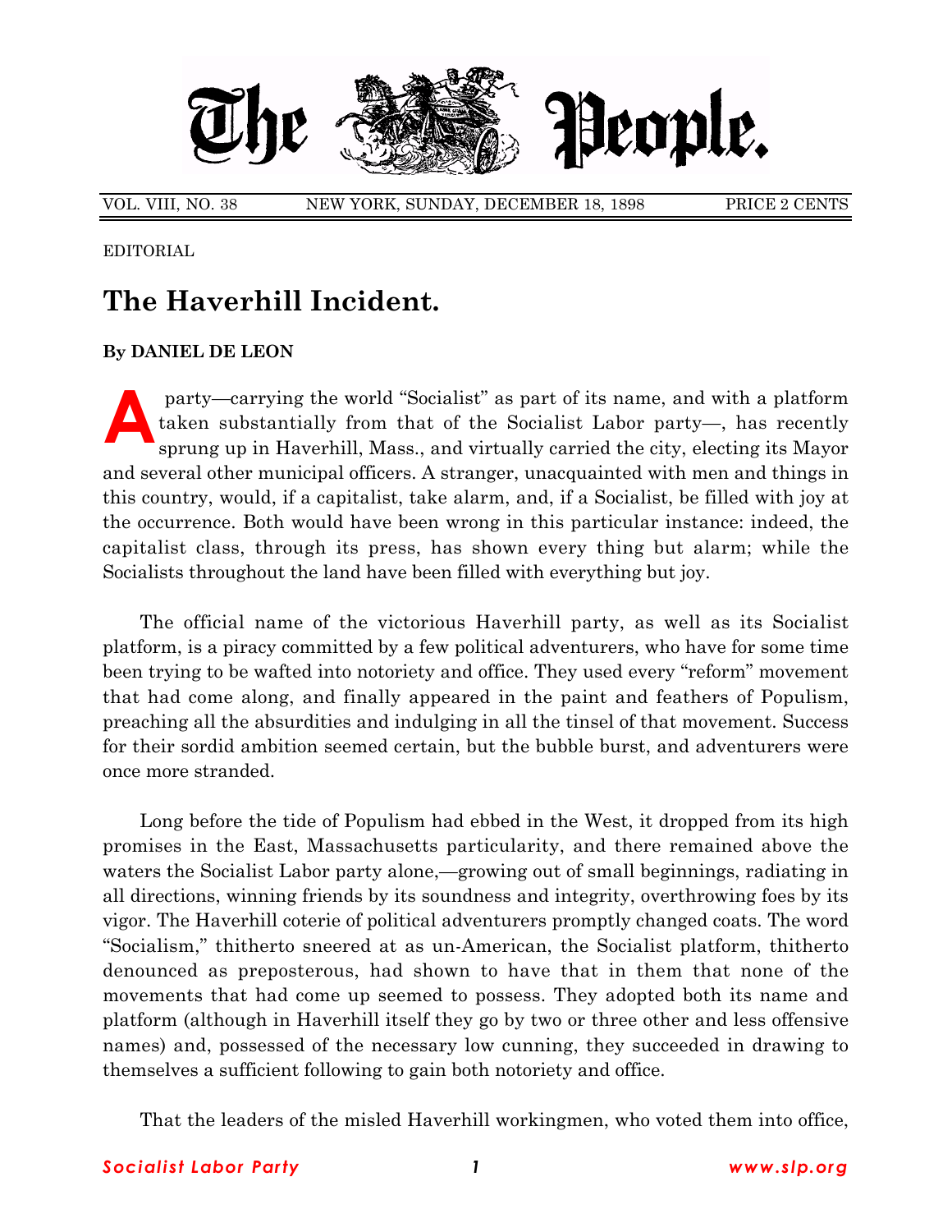# The People.

VOL. VIII, NO. 38 NEW YORK, SUNDAY, DECEMBER 18, 1898 PRICE 2 CENTS

EDITORIAL

## The Haverhill Incident.

**By DANIEL DE LEON**

A party—carrying the world "Socialist" as part of its name, and with a platform taken substantially from that of the Socialist Labor party—, has recently sprung up in Haverhill, Mass., and virtually carried the city, electing its Mayor and several other municipal officers. A stranger, unacquainted with men and things in this country, would, if a capitalist, take alarm, and, if a Socialist, be filled with joy at the occurrence. Both would have been wrong in this particular instance: indeed, the capitalist class, through its press, has shown every thing but alarm; while the Socialists throughout the land have been filled with everything but joy.

The official name of the victorious Haverhill party, as well as its Socialist platform, is a piracy committed by a few political adventurers, who have for some time been trying to be wafted into notoriety and office. They used every "reform" movement that had come along, and finally appeared in the paint and feathers of Populism, preaching all the absurdities and indulging in all the tinsel of that movement. Success for their sordid ambition seemed certain, but the bubble burst, and adventurers were once more stranded.

Long before the tide of Populism had ebbed in the West, it dropped from its high promises in the East, Massachusetts particularity, and there remained above the waters the Socialist Labor party alone,—growing out of small beginnings, radiating in all directions, winning friends by its soundness and integrity, overthrowing foes by its vigor. The Haverhill coterie of political adventurers promptly changed coats. The word "Socialism," thitherto sneered at as un-American, the Socialist platform, thitherto denounced as preposterous, had shown to have that in them that none of the movements that had come up seemed to possess. They adopted both its name and platform (although in Haverhill itself they go by two or three other and less offensive names) and, possessed of the necessary low cunning, they succeeded in drawing to themselves a sufficient following to gain both notoriety and office.

That the leaders of the misled Haverhill workingmen, who voted them into office,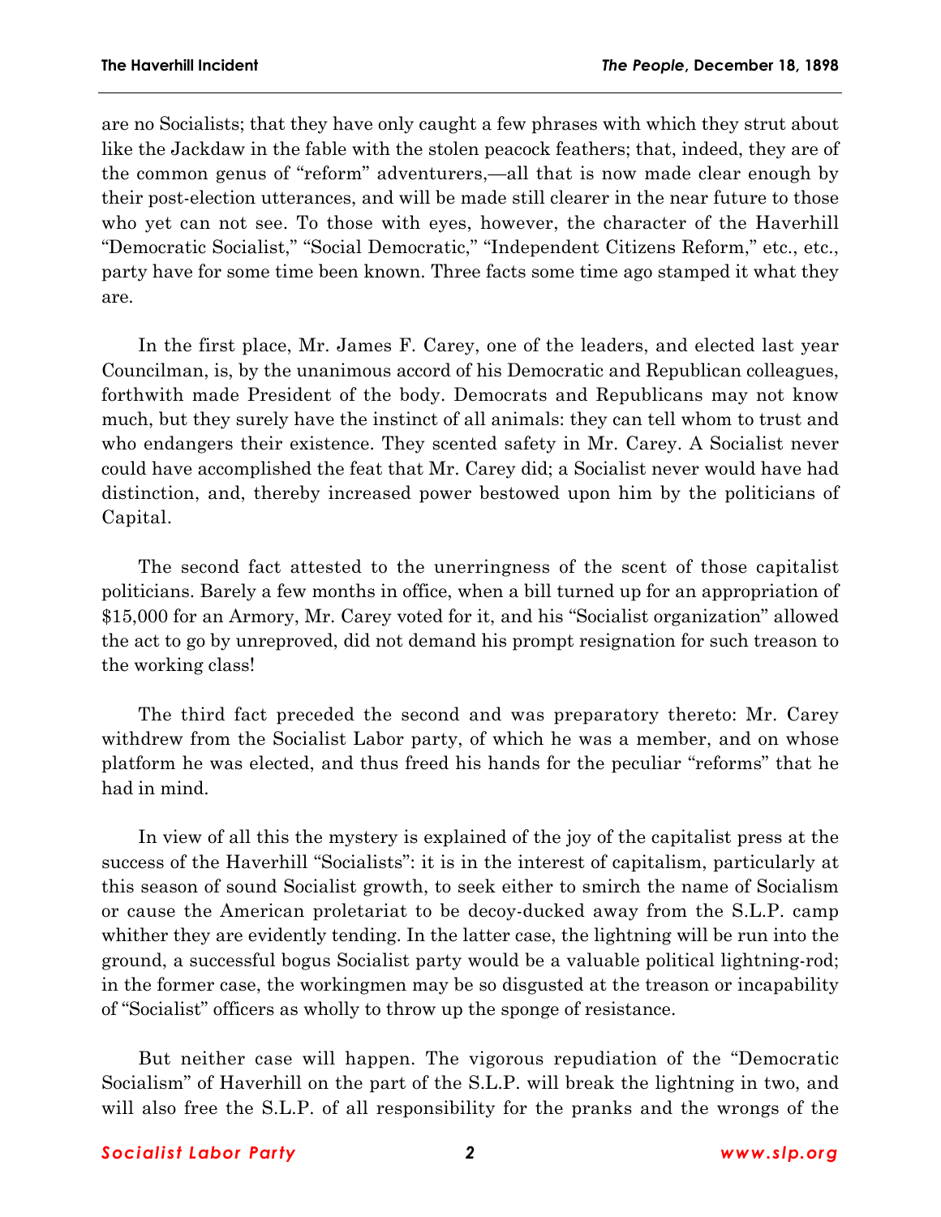are no Socialists; that they have only caught a few phrases with which they strut about like the Jackdaw in the fable with the stolen peacock feathers; that, indeed, they are of the common genus of "reform" adventurers,—all that is now made clear enough by their post-election utterances, and will be made still clearer in the near future to those who yet can not see. To those with eyes, however, the character of the Haverhill "Democratic Socialist," "Social Democratic," "Independent Citizens Reform," etc., etc., party have for some time been known. Three facts some time ago stamped it what they are.

In the first place, Mr. James F. Carey, one of the leaders, and elected last year Councilman, is, by the unanimous accord of his Democratic and Republican colleagues, forthwith made President of the body. Democrats and Republicans may not know much, but they surely have the instinct of all animals: they can tell whom to trust and who endangers their existence. They scented safety in Mr. Carey. A Socialist never could have accomplished the feat that Mr. Carey did; a Socialist never would have had distinction, and, thereby increased power bestowed upon him by the politicians of Capital.

The second fact attested to the unerringness of the scent of those capitalist politicians. Barely a few months in office, when a bill turned up for an appropriation of $15,000 for an Armory, Mr. Carey voted for it, and his "Socialist organization" allowed the act to go by unreproved, did not demand his prompt resignation for such treason to the working class!

The third fact preceded the second and was preparatory thereto: Mr. Carey withdrew from the Socialist Labor party, of which he was a member, and on whose platform he was elected, and thus freed his hands for the peculiar "reforms" that he had in mind.

In view of all this the mystery is explained of the joy of the capitalist press at the success of the Haverhill "Socialists": it is in the interest of capitalism, particularly at this season of sound Socialist growth, to seek either to smirch the name of Socialism or cause the American proletariat to be decoy-ducked away from the S.L.P. camp whither they are evidently tending. In the latter case, the lightning will be run into the ground, a successful bogus Socialist party would be a valuable political lightning-rod; in the former case, the workingmen may be so disgusted at the treason or incapability of "Socialist" officers as wholly to throw up the sponge of resistance.

But neither case will happen. The vigorous repudiation of the "Democratic Socialism" of Haverhill on the part of the S.L.P. will break the lightning in two, and will also free the S.L.P. of all responsibility for the pranks and the wrongs of the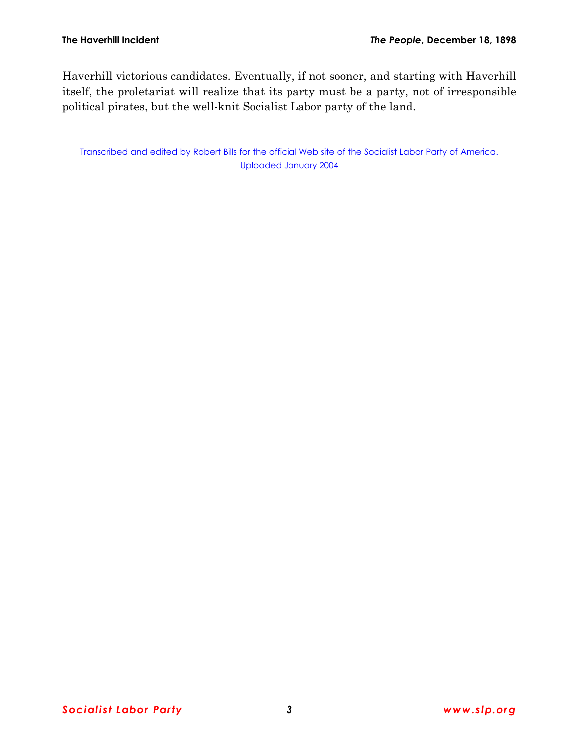Haverhill victorious candidates. Eventually, if not sooner, and starting with Haverhill itself, the proletariat will realize that its party must be a party, not of irresponsible political pirates, but the well-knit Socialist Labor party of the land.

Transcribed and edited by Robert Bills for the official Web site of the Socialist Labor Party of America.
Uploaded January 2004